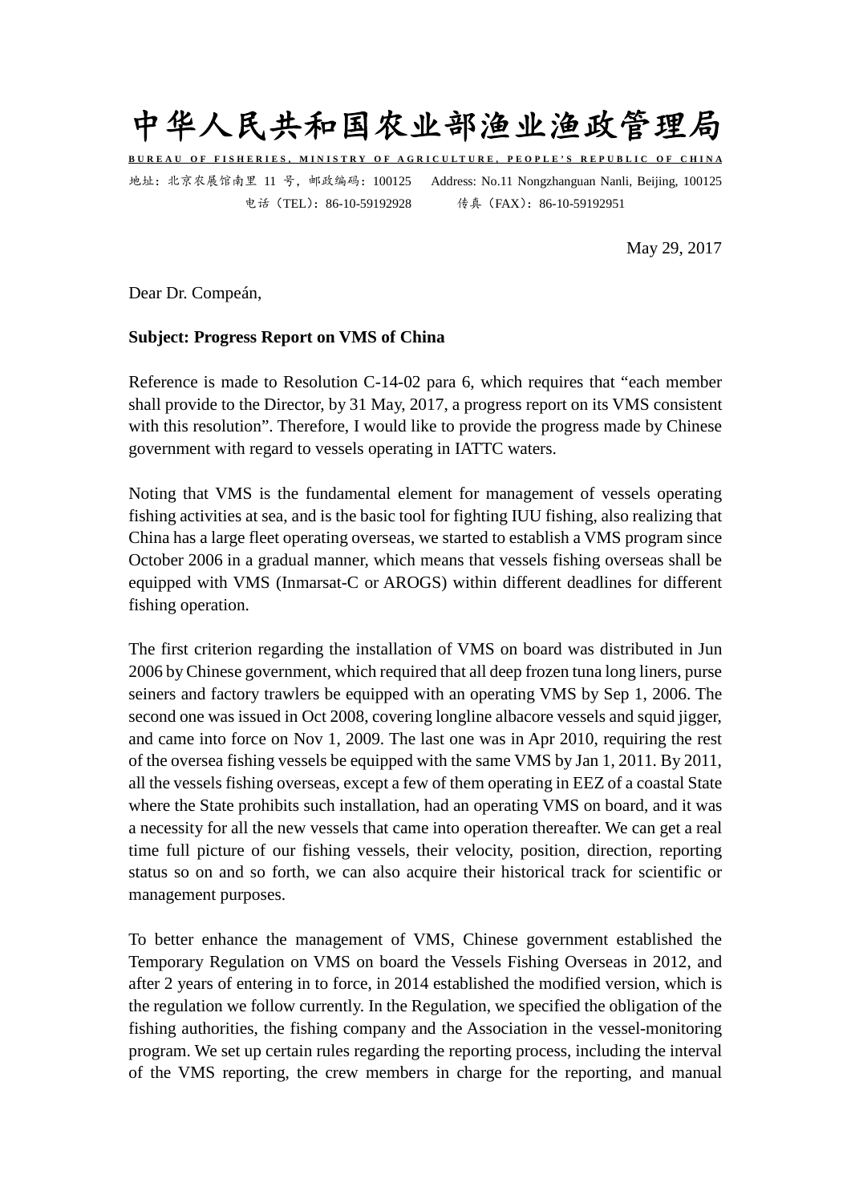# 中华人民共和国农业部渔业渔政管理局

**BUREAU OF FISHERIES, MINISTRY OF AGRICULTURE, PEOPLE'S REPUBLIC OF CHINA**

地址：北京农展馆南里 11 号，邮政编码：100125　　Address: No.11 Nongzhanguan Nanli, Beijing, 100125

电话（TEL）：86-10-59192928　　传真（FAX）：86-10-59192951

May 29, 2017

Dear Dr. Compeán,

**Subject: Progress Report on VMS of China**

Reference is made to Resolution C-14-02 para 6, which requires that "each member shall provide to the Director, by 31 May, 2017, a progress report on its VMS consistent with this resolution". Therefore, I would like to provide the progress made by Chinese government with regard to vessels operating in IATTC waters.

Noting that VMS is the fundamental element for management of vessels operating fishing activities at sea, and is the basic tool for fighting IUU fishing, also realizing that China has a large fleet operating overseas, we started to establish a VMS program since October 2006 in a gradual manner, which means that vessels fishing overseas shall be equipped with VMS (Inmarsat-C or AROGS) within different deadlines for different fishing operation.

The first criterion regarding the installation of VMS on board was distributed in Jun 2006 by Chinese government, which required that all deep frozen tuna long liners, purse seiners and factory trawlers be equipped with an operating VMS by Sep 1, 2006. The second one was issued in Oct 2008, covering longline albacore vessels and squid jigger, and came into force on Nov 1, 2009. The last one was in Apr 2010, requiring the rest of the oversea fishing vessels be equipped with the same VMS by Jan 1, 2011. By 2011, all the vessels fishing overseas, except a few of them operating in EEZ of a coastal State where the State prohibits such installation, had an operating VMS on board, and it was a necessity for all the new vessels that came into operation thereafter. We can get a real time full picture of our fishing vessels, their velocity, position, direction, reporting status so on and so forth, we can also acquire their historical track for scientific or management purposes.

To better enhance the management of VMS, Chinese government established the Temporary Regulation on VMS on board the Vessels Fishing Overseas in 2012, and after 2 years of entering in to force, in 2014 established the modified version, which is the regulation we follow currently. In the Regulation, we specified the obligation of the fishing authorities, the fishing company and the Association in the vessel-monitoring program. We set up certain rules regarding the reporting process, including the interval of the VMS reporting, the crew members in charge for the reporting, and manual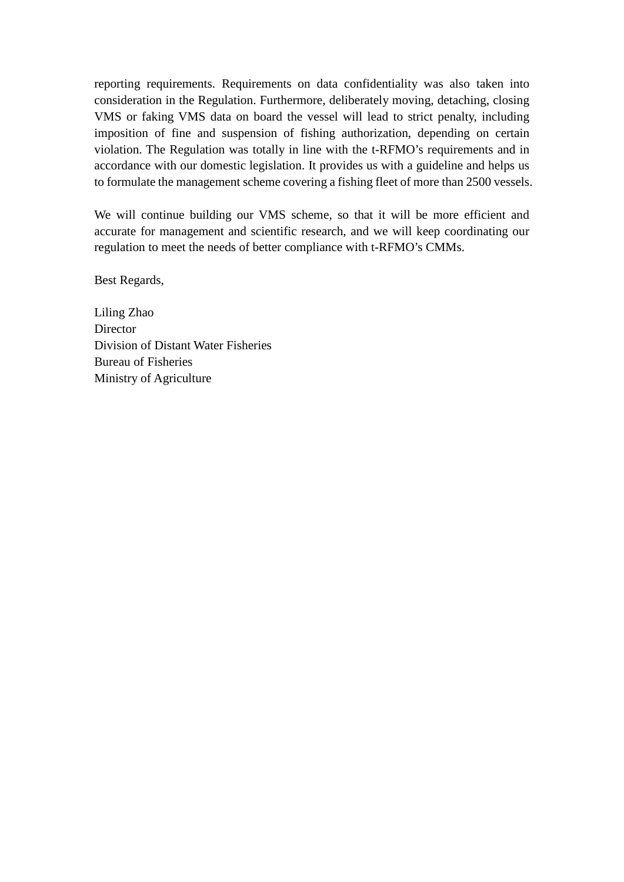reporting requirements. Requirements on data confidentiality was also taken into consideration in the Regulation. Furthermore, deliberately moving, detaching, closing VMS or faking VMS data on board the vessel will lead to strict penalty, including imposition of fine and suspension of fishing authorization, depending on certain violation. The Regulation was totally in line with the t-RFMO's requirements and in accordance with our domestic legislation. It provides us with a guideline and helps us to formulate the management scheme covering a fishing fleet of more than 2500 vessels.

We will continue building our VMS scheme, so that it will be more efficient and accurate for management and scientific research, and we will keep coordinating our regulation to meet the needs of better compliance with t-RFMO's CMMs.

Best Regards,

Liling Zhao  
Director  
Division of Distant Water Fisheries  
Bureau of Fisheries  
Ministry of Agriculture